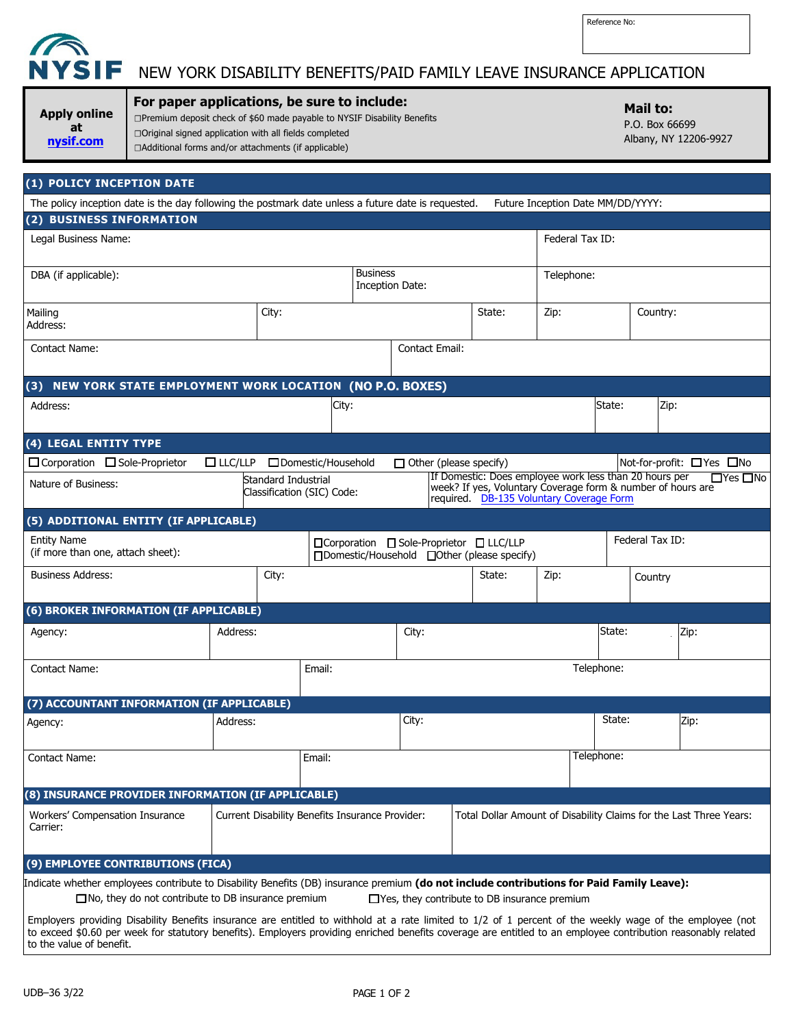Reference No:

NYSIF NEW YORK DISABILITY BENEFITS/PAID FAMILY LEAVE INSURANCE APPLICATION

| **Apply online at nysif.com** | **For paper applications, be sure to include:**<br>☐Premium deposit check of $60 made payable to NYSIF Disability Benefits<br>☐Original signed application with all fields completed<br>☐Additional forms and/or attachments (if applicable) | **Mail to:**<br>P.O. Box 66699<br>Albany, NY 12206-9927 |
|---|---|---|

## (1) POLICY INCEPTION DATE

The policy inception date is the day following the postmark date unless a future date is requested. Future Inception Date MM/DD/YYYY:

## (2) BUSINESS INFORMATION

| Legal Business Name: | | | Federal Tax ID: | |
|---|---|---|---|---|
| DBA (if applicable): | Business Inception Date: | | Telephone: | |
| Mailing Address: | City: | State: | Zip: | Country: |
| Contact Name: | Contact Email: | | | |

## (3) NEW YORK STATE EMPLOYMENT WORK LOCATION (NO P.O. BOXES)

| Address: | City: | State: | Zip: |
|---|---|---|---|

## (4) LEGAL ENTITY TYPE

☐Corporation ☐Sole-Proprietor ☐LLC/LLP ☐Domestic/Household ☐Other (please specify) Not-for-profit: ☐Yes ☐No

| Nature of Business: | Standard Industrial Classification (SIC) Code: | If Domestic: Does employee work less than 20 hours per week? If yes, Voluntary Coverage form & number of hours are required. DB-135 Voluntary Coverage Form ☐Yes ☐No |
|---|---|---|

## (5) ADDITIONAL ENTITY (IF APPLICABLE)

| Entity Name (if more than one, attach sheet): | ☐Corporation ☐Sole-Proprietor ☐LLC/LLP ☐Domestic/Household ☐Other (please specify) | | | Federal Tax ID: |
|---|---|---|---|---|
| Business Address: | City: | State: | Zip: | Country |

## (6) BROKER INFORMATION (IF APPLICABLE)

| Agency: | Address: | City: | State: | Zip: |
|---|---|---|---|---|
| Contact Name: | Email: | | Telephone: | |

## (7) ACCOUNTANT INFORMATION (IF APPLICABLE)

| Agency: | Address: | City: | State: | Zip: |
|---|---|---|---|---|
| Contact Name: | Email: | | Telephone: | |

## (8) INSURANCE PROVIDER INFORMATION (IF APPLICABLE)

| Workers' Compensation Insurance Carrier: | Current Disability Benefits Insurance Provider: | Total Dollar Amount of Disability Claims for the Last Three Years: |
|---|---|---|

## (9) EMPLOYEE CONTRIBUTIONS (FICA)

Indicate whether employees contribute to Disability Benefits (DB) insurance premium **(do not include contributions for Paid Family Leave):**

☐No, they do not contribute to DB insurance premium ☐Yes, they contribute to DB insurance premium

Employers providing Disability Benefits insurance are entitled to withhold at a rate limited to 1/2 of 1 percent of the weekly wage of the employee (not to exceed $0.60 per week for statutory benefits). Employers providing enriched benefits coverage are entitled to an employee contribution reasonably related to the value of benefit.

UDB–36 3/22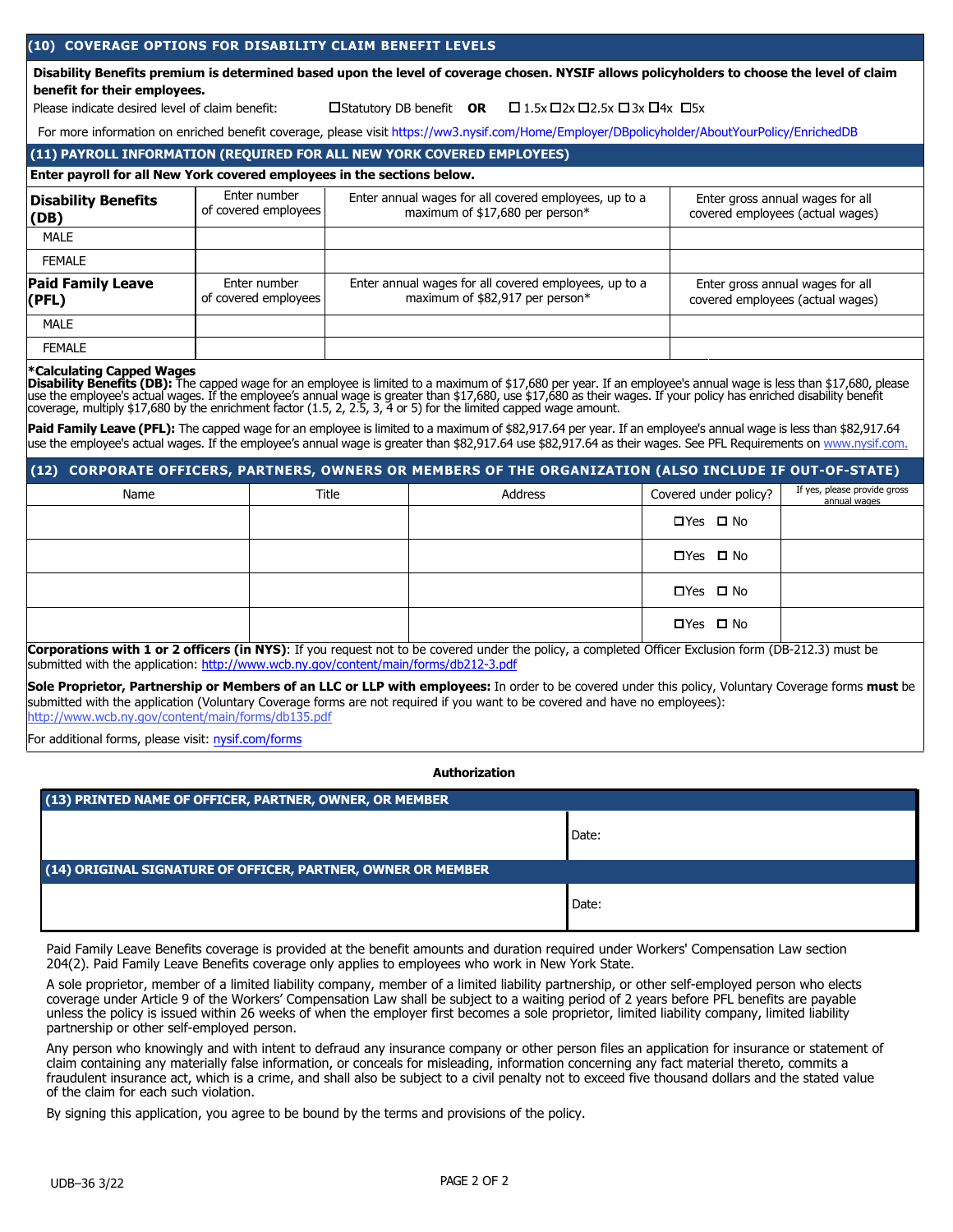## (10) COVERAGE OPTIONS FOR DISABILITY CLAIM BENEFIT LEVELS

**Disability Benefits premium is determined based upon the level of coverage chosen. NYSIF allows policyholders to choose the level of claim benefit for their employees.**

Please indicate desired level of claim benefit: ☐Statutory DB benefit **OR** ☐ 1.5x ☐2x ☐2.5x ☐ 3x ☐4x ☐5x

For more information on enriched benefit coverage, please visit https://ww3.nysif.com/Home/Employer/DBpolicyholder/AboutYourPolicy/EnrichedDB

## (11) PAYROLL INFORMATION (REQUIRED FOR ALL NEW YORK COVERED EMPLOYEES)

**Enter payroll for all New York covered employees in the sections below.**

| **Disability Benefits (DB)** | Enter number of covered employees | Enter annual wages for all covered employees, up to a maximum of $17,680 per person* | Enter gross annual wages for all covered employees (actual wages) |
|---|---|---|---|
| MALE | | | |
| FEMALE | | | |
| **Paid Family Leave (PFL)** | Enter number of covered employees | Enter annual wages for all covered employees, up to a maximum of $82,917 per person* | Enter gross annual wages for all covered employees (actual wages) |
| MALE | | | |
| FEMALE | | | |

**\*Calculating Capped Wages**

**Disability Benefits (DB):** The capped wage for an employee is limited to a maximum of $17,680 per year. If an employee's annual wage is less than $17,680, please use the employee's actual wages. If the employee's annual wage is greater than $17,680, use $17,680 as their wages. If your policy has enriched disability benefit coverage, multiply $17,680 by the enrichment factor (1.5, 2, 2.5, 3, 4 or 5) for the limited capped wage amount.

**Paid Family Leave (PFL):** The capped wage for an employee is limited to a maximum of $82,917.64 per year. If an employee's annual wage is less than $82,917.64 use the employee's actual wages. If the employee's annual wage is greater than $82,917.64 use $82,917.64 as their wages. See PFL Requirements on www.nysif.com.

## (12) CORPORATE OFFICERS, PARTNERS, OWNERS OR MEMBERS OF THE ORGANIZATION (ALSO INCLUDE IF OUT-OF-STATE)

| Name | Title | Address | Covered under policy? | If yes, please provide gross annual wages |
|---|---|---|---|---|
| | | | ☐Yes ☐ No | |
| | | | ☐Yes ☐ No | |
| | | | ☐Yes ☐ No | |
| | | | ☐Yes ☐ No | |

**Corporations with 1 or 2 officers (in NYS)**: If you request not to be covered under the policy, a completed Officer Exclusion form (DB-212.3) must be submitted with the application: http://www.wcb.ny.gov/content/main/forms/db212-3.pdf

**Sole Proprietor, Partnership or Members of an LLC or LLP with employees:** In order to be covered under this policy, Voluntary Coverage forms **must** be submitted with the application (Voluntary Coverage forms are not required if you want to be covered and have no employees): http://www.wcb.ny.gov/content/main/forms/db135.pdf

For additional forms, please visit: nysif.com/forms

**Authorization**

| (13) PRINTED NAME OF OFFICER, PARTNER, OWNER, OR MEMBER | |
|---|---|
| | Date: |
| **(14) ORIGINAL SIGNATURE OF OFFICER, PARTNER, OWNER OR MEMBER** | |
| | Date: |

Paid Family Leave Benefits coverage is provided at the benefit amounts and duration required under Workers' Compensation Law section 204(2). Paid Family Leave Benefits coverage only applies to employees who work in New York State.

A sole proprietor, member of a limited liability company, member of a limited liability partnership, or other self-employed person who elects coverage under Article 9 of the Workers' Compensation Law shall be subject to a waiting period of 2 years before PFL benefits are payable unless the policy is issued within 26 weeks of when the employer first becomes a sole proprietor, limited liability company, limited liability partnership or other self-employed person.

Any person who knowingly and with intent to defraud any insurance company or other person files an application for insurance or statement of claim containing any materially false information, or conceals for misleading, information concerning any fact material thereto, commits a fraudulent insurance act, which is a crime, and shall also be subject to a civil penalty not to exceed five thousand dollars and the stated value of the claim for each such violation.

By signing this application, you agree to be bound by the terms and provisions of the policy.

UDB–36 3/22